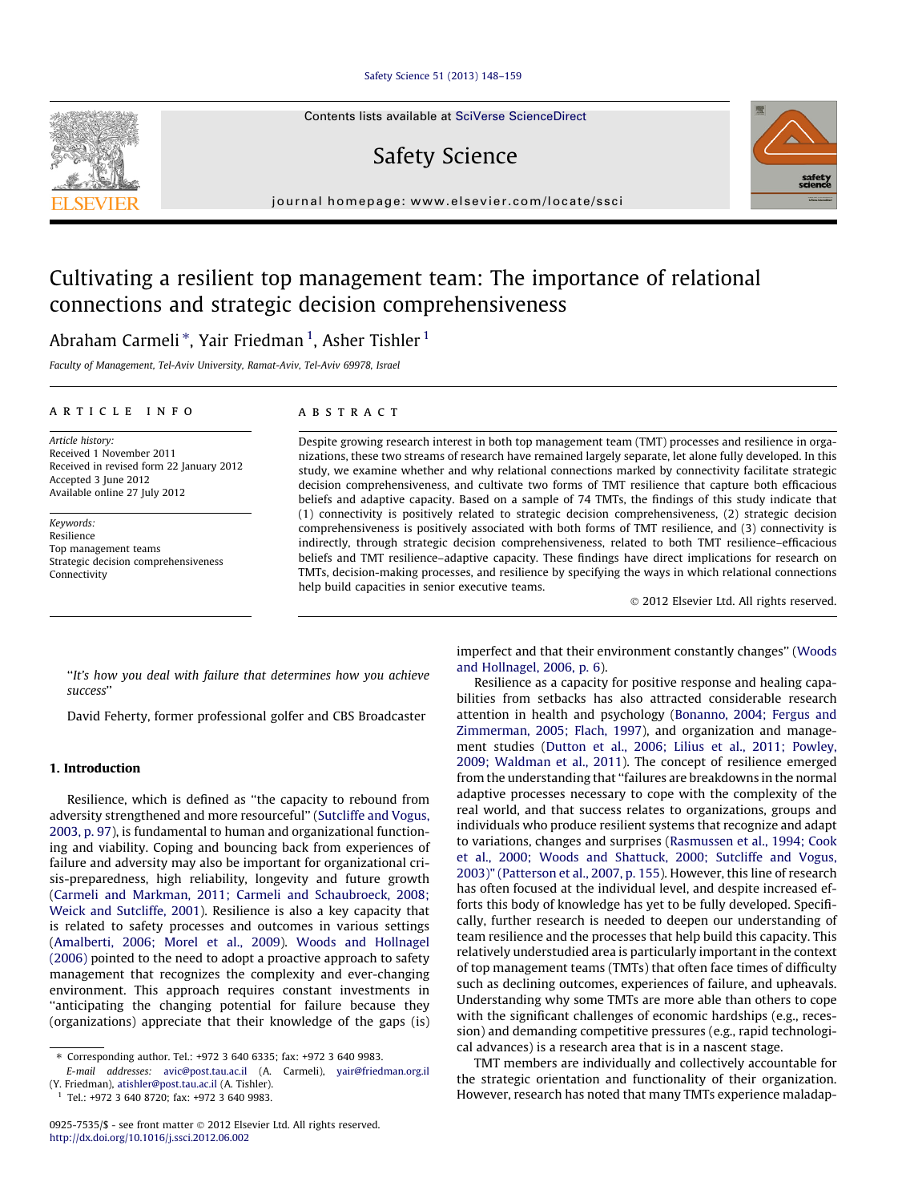# Cultivating a resilient top management team: The importance of relational connections and strategic decision comprehensiveness

Abraham Carmeli *, Yair Friedman [1], Asher Tishler [1]

*Faculty of Management, Tel-Aviv University, Ramat-Aviv, Tel-Aviv 69978, Israel*

## ARTICLE INFO

*Article history:*
Received 1 November 2011
Received in revised form 22 January 2012
Accepted 3 June 2012
Available online 27 July 2012

*Keywords:*
Resilience
Top management teams
Strategic decision comprehensiveness
Connectivity

## ABSTRACT

Despite growing research interest in both top management team (TMT) processes and resilience in organizations, these two streams of research have remained largely separate, let alone fully developed. In this study, we examine whether and why relational connections marked by connectivity facilitate strategic decision comprehensiveness, and cultivate two forms of TMT resilience that capture both efficacious beliefs and adaptive capacity. Based on a sample of 74 TMTs, the findings of this study indicate that (1) connectivity is positively related to strategic decision comprehensiveness, (2) strategic decision comprehensiveness is positively associated with both forms of TMT resilience, and (3) connectivity is indirectly, through strategic decision comprehensiveness, related to both TMT resilience–efficacious beliefs and TMT resilience–adaptive capacity. These findings have direct implications for research on TMTs, decision-making processes, and resilience by specifying the ways in which relational connections help build capacities in senior executive teams.

© 2012 Elsevier Ltd. All rights reserved.

> "*It's how you deal with failure that determines how you achieve success*"
>
> David Feherty, former professional golfer and CBS Broadcaster

## 1. Introduction

Resilience, which is defined as "the capacity to rebound from adversity strengthened and more resourceful" (Sutcliffe and Vogus, 2003, p. 97), is fundamental to human and organizational functioning and viability. Coping and bouncing back from experiences of failure and adversity may also be important for organizational crisis-preparedness, high reliability, longevity and future growth (Carmeli and Markman, 2011; Carmeli and Schaubroeck, 2008; Weick and Sutcliffe, 2001). Resilience is also a key capacity that is related to safety processes and outcomes in various settings (Amalberti, 2006; Morel et al., 2009). Woods and Hollnagel (2006) pointed to the need to adopt a proactive approach to safety management that recognizes the complexity and ever-changing environment. This approach requires constant investments in "anticipating the changing potential for failure because they (organizations) appreciate that their knowledge of the gaps (is) imperfect and that their environment constantly changes" (Woods and Hollnagel, 2006, p. 6).

Resilience as a capacity for positive response and healing capabilities from setbacks has also attracted considerable research attention in health and psychology (Bonanno, 2004; Fergus and Zimmerman, 2005; Flach, 1997), and organization and management studies (Dutton et al., 2006; Lilius et al., 2011; Powley, 2009; Waldman et al., 2011). The concept of resilience emerged from the understanding that "failures are breakdowns in the normal adaptive processes necessary to cope with the complexity of the real world, and that success relates to organizations, groups and individuals who produce resilient systems that recognize and adapt to variations, changes and surprises (Rasmussen et al., 1994; Cook et al., 2000; Woods and Shattuck, 2000; Sutcliffe and Vogus, 2003)" (Patterson et al., 2007, p. 155). However, this line of research has often focused at the individual level, and despite increased efforts this body of knowledge has yet to be fully developed. Specifically, further research is needed to deepen our understanding of team resilience and the processes that help build this capacity. This relatively understudied area is particularly important in the context of top management teams (TMTs) that often face times of difficulty such as declining outcomes, experiences of failure, and upheavals. Understanding why some TMTs are more able than others to cope with the significant challenges of economic hardships (e.g., recession) and demanding competitive pressures (e.g., rapid technological advances) is a research area that is in a nascent stage.

TMT members are individually and collectively accountable for the strategic orientation and functionality of their organization. However, research has noted that many TMTs experience maladap-

* Corresponding author. Tel.: +972 3 640 6335; fax: +972 3 640 9983.
E-mail addresses: avic@post.tau.ac.il (A. Carmeli), yair@friedman.org.il (Y. Friedman), atishler@post.tau.ac.il (A. Tishler).
[1] Tel.: +972 3 640 8720; fax: +972 3 640 9983.

0925-7535/$ - see front matter © 2012 Elsevier Ltd. All rights reserved.
http://dx.doi.org/10.1016/j.ssci.2012.06.002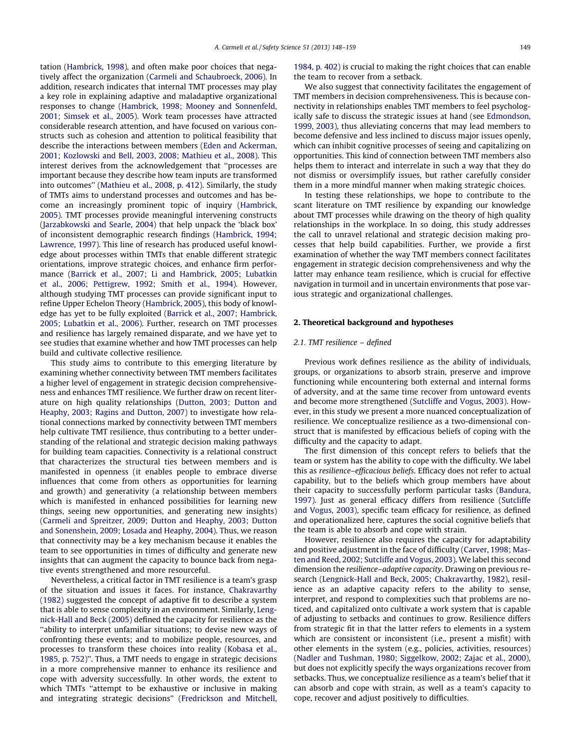tation (Hambrick, 1998), and often make poor choices that negatively affect the organization (Carmeli and Schaubroeck, 2006). In addition, research indicates that internal TMT processes may play a key role in explaining adaptive and maladaptive organizational responses to change (Hambrick, 1998; Mooney and Sonnenfeld, 2001; Simsek et al., 2005). Work team processes have attracted considerable research attention, and have focused on various constructs such as cohesion and attention to political feasibility that describe the interactions between members (Eden and Ackerman, 2001; Kozlowski and Bell, 2003, 2008; Mathieu et al., 2008). This interest derives from the acknowledgement that ''processes are important because they describe how team inputs are transformed into outcomes'' (Mathieu et al., 2008, p. 412). Similarly, the study of TMTs aims to understand processes and outcomes and has become an increasingly prominent topic of inquiry (Hambrick, 2005). TMT processes provide meaningful intervening constructs (Jarzabkowski and Searle, 2004) that help unpack the 'black box' of inconsistent demographic research findings (Hambrick, 1994; Lawrence, 1997). This line of research has produced useful knowledge about processes within TMTs that enable different strategic orientations, improve strategic choices, and enhance firm performance (Barrick et al., 2007; Li and Hambrick, 2005; Lubatkin et al., 2006; Pettigrew, 1992; Smith et al., 1994). However, although studying TMT processes can provide significant input to refine Upper Echelon Theory (Hambrick, 2005), this body of knowledge has yet to be fully exploited (Barrick et al., 2007; Hambrick, 2005; Lubatkin et al., 2006). Further, research on TMT processes and resilience has largely remained disparate, and we have yet to see studies that examine whether and how TMT processes can help build and cultivate collective resilience.

This study aims to contribute to this emerging literature by examining whether connectivity between TMT members facilitates a higher level of engagement in strategic decision comprehensiveness and enhances TMT resilience. We further draw on recent literature on high quality relationships (Dutton, 2003; Dutton and Heaphy, 2003; Ragins and Dutton, 2007) to investigate how relational connections marked by connectivity between TMT members help cultivate TMT resilience, thus contributing to a better understanding of the relational and strategic decision making pathways for building team capacities. Connectivity is a relational construct that characterizes the structural ties between members and is manifested in openness (it enables people to embrace diverse influences that come from others as opportunities for learning and growth) and generativity (a relationship between members which is manifested in enhanced possibilities for learning new things, seeing new opportunities, and generating new insights) (Carmeli and Spreitzer, 2009; Dutton and Heaphy, 2003; Dutton and Sonenshein, 2009; Losada and Heaphy, 2004). Thus, we reason that connectivity may be a key mechanism because it enables the team to see opportunities in times of difficulty and generate new insights that can augment the capacity to bounce back from negative events strengthened and more resourceful.

Nevertheless, a critical factor in TMT resilience is a team's grasp of the situation and issues it faces. For instance, Chakravarthy (1982) suggested the concept of adaptive fit to describe a system that is able to sense complexity in an environment. Similarly, Lengnick-Hall and Beck (2005) defined the capacity for resilience as the ''ability to interpret unfamiliar situations; to devise new ways of confronting these events; and to mobilize people, resources, and processes to transform these choices into reality (Kobasa et al., 1985, p. 752)''. Thus, a TMT needs to engage in strategic decisions in a more comprehensive manner to enhance its resilience and cope with adversity successfully. In other words, the extent to which TMTs ''attempt to be exhaustive or inclusive in making and integrating strategic decisions'' (Fredrickson and Mitchell, 1984, p. 402) is crucial to making the right choices that can enable the team to recover from a setback.

We also suggest that connectivity facilitates the engagement of TMT members in decision comprehensiveness. This is because connectivity in relationships enables TMT members to feel psychologically safe to discuss the strategic issues at hand (see Edmondson, 1999, 2003), thus alleviating concerns that may lead members to become defensive and less inclined to discuss major issues openly, which can inhibit cognitive processes of seeing and capitalizing on opportunities. This kind of connection between TMT members also helps them to interact and interrelate in such a way that they do not dismiss or oversimplify issues, but rather carefully consider them in a more mindful manner when making strategic choices.

In testing these relationships, we hope to contribute to the scant literature on TMT resilience by expanding our knowledge about TMT processes while drawing on the theory of high quality relationships in the workplace. In so doing, this study addresses the call to unravel relational and strategic decision making processes that help build capabilities. Further, we provide a first examination of whether the way TMT members connect facilitates engagement in strategic decision comprehensiveness and why the latter may enhance team resilience, which is crucial for effective navigation in turmoil and in uncertain environments that pose various strategic and organizational challenges.

## 2. Theoretical background and hypotheses

### 2.1. TMT resilience – defined

Previous work defines resilience as the ability of individuals, groups, or organizations to absorb strain, preserve and improve functioning while encountering both external and internal forms of adversity, and at the same time recover from untoward events and become more strengthened (Sutcliffe and Vogus, 2003). However, in this study we present a more nuanced conceptualization of resilience. We conceptualize resilience as a two-dimensional construct that is manifested by efficacious beliefs of coping with the difficulty and the capacity to adapt.

The first dimension of this concept refers to beliefs that the team or system has the ability to cope with the difficulty. We label this as *resilience–efficacious beliefs*. Efficacy does not refer to actual capability, but to the beliefs which group members have about their capacity to successfully perform particular tasks (Bandura, 1997). Just as general efficacy differs from resilience (Sutcliffe and Vogus, 2003), specific team efficacy for resilience, as defined and operationalized here, captures the social cognitive beliefs that the team is able to absorb and cope with strain.

However, resilience also requires the capacity for adaptability and positive adjustment in the face of difficulty (Carver, 1998; Masten and Reed, 2002; Sutcliffe and Vogus, 2003). We label this second dimension the *resilience–adaptive capacity*. Drawing on previous research (Lengnick-Hall and Beck, 2005; Chakravarthy, 1982), resilience as an adaptive capacity refers to the ability to sense, interpret, and respond to complexities such that problems are noticed, and capitalized onto cultivate a work system that is capable of adjusting to setbacks and continues to grow. Resilience differs from strategic fit in that the latter refers to elements in a system which are consistent or inconsistent (i.e., present a misfit) with other elements in the system (e.g., policies, activities, resources) (Nadler and Tushman, 1980; Siggelkow, 2002; Zajac et al., 2000), but does not explicitly specify the ways organizations recover from setbacks. Thus, we conceptualize resilience as a team's belief that it can absorb and cope with strain, as well as a team's capacity to cope, recover and adjust positively to difficulties.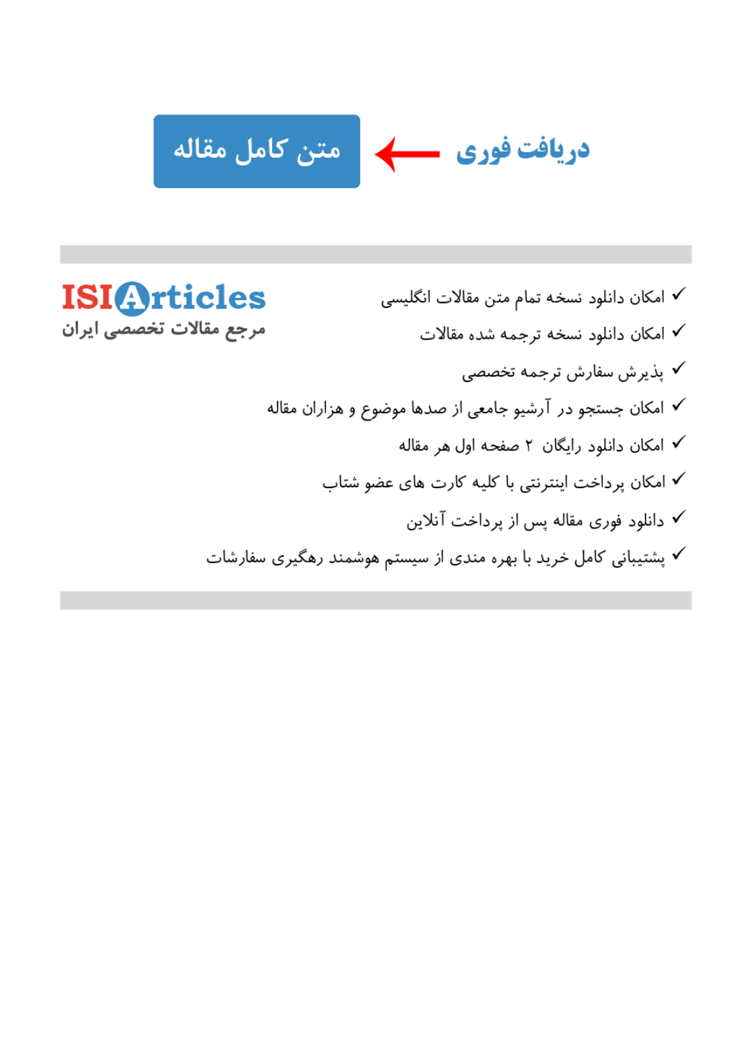دریافت فوری ← متن کامل مقاله

ISIArticles
مرجع مقالات تخصصی ایران

- ✓ امکان دانلود نسخه تمام متن مقالات انگلیسی
- ✓ امکان دانلود نسخه ترجمه شده مقالات
- ✓ پذیرش سفارش ترجمه تخصصی
- ✓ امکان جستجو در آرشیو جامعی از صدها موضوع و هزاران مقاله
- ✓ امکان دانلود رایگان ۲ صفحه اول هر مقاله
- ✓ امکان پرداخت اینترنتی با کلیه کارت های عضو شتاب
- ✓ دانلود فوری مقاله پس از پرداخت آنلاین
- ✓ پشتیبانی کامل خرید با بهره مندی از سیستم هوشمند رهگیری سفارشات